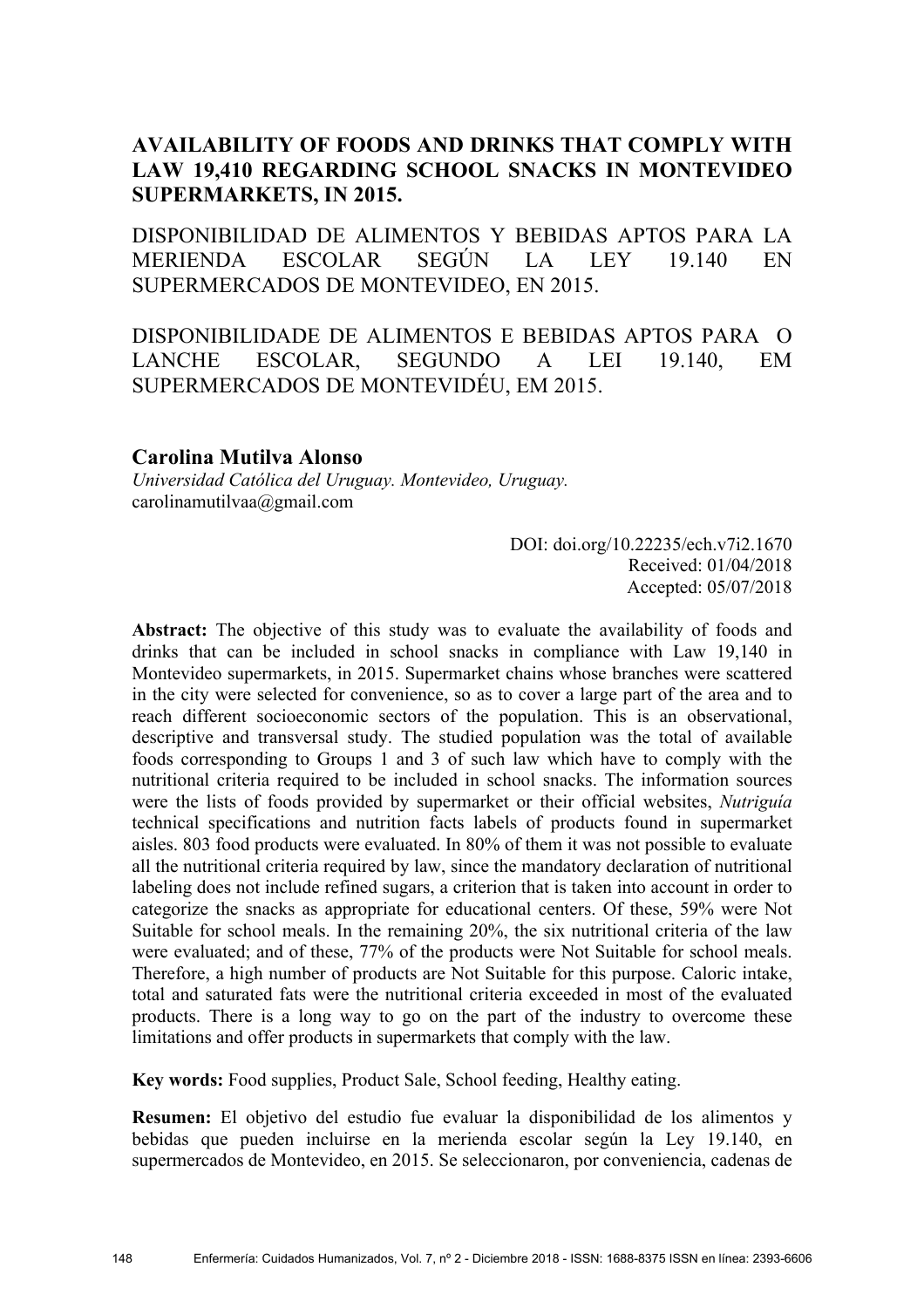# AVAILABILITY OF FOODS AND DRINKS THAT COMPLY WITH LAW 19,410 REGARDING SCHOOL SNACKS IN MONTEVIDEO SUPERMARKETS, IN 2015.

## DISPONIBILIDAD DE ALIMENTOS Y BEBIDAS APTOS PARA LA MERIENDA ESCOLAR SEGÚN LA LEY 19.140 EN SUPERMERCADOS DE MONTEVIDEO, EN 2015.

## DISPONIBILIDADE DE ALIMENTOS E BEBIDAS APTOS PARA O LANCHE ESCOLAR, SEGUNDO A LEI 19.140, EM SUPERMERCADOS DE MONTEVIDÉU, EM 2015.

**Carolina Mutilva Alonso**
*Universidad Católica del Uruguay. Montevideo, Uruguay.*
carolinamutilvaa@gmail.com

DOI: doi.org/10.22235/ech.v7i2.1670
Received: 01/04/2018
Accepted: 05/07/2018

**Abstract:** The objective of this study was to evaluate the availability of foods and drinks that can be included in school snacks in compliance with Law 19,140 in Montevideo supermarkets, in 2015. Supermarket chains whose branches were scattered in the city were selected for convenience, so as to cover a large part of the area and to reach different socioeconomic sectors of the population. This is an observational, descriptive and transversal study. The studied population was the total of available foods corresponding to Groups 1 and 3 of such law which have to comply with the nutritional criteria required to be included in school snacks. The information sources were the lists of foods provided by supermarket or their official websites, *Nutriguía* technical specifications and nutrition facts labels of products found in supermarket aisles. 803 food products were evaluated. In 80% of them it was not possible to evaluate all the nutritional criteria required by law, since the mandatory declaration of nutritional labeling does not include refined sugars, a criterion that is taken into account in order to categorize the snacks as appropriate for educational centers. Of these, 59% were Not Suitable for school meals. In the remaining 20%, the six nutritional criteria of the law were evaluated; and of these, 77% of the products were Not Suitable for school meals. Therefore, a high number of products are Not Suitable for this purpose. Caloric intake, total and saturated fats were the nutritional criteria exceeded in most of the evaluated products. There is a long way to go on the part of the industry to overcome these limitations and offer products in supermarkets that comply with the law.

**Key words:** Food supplies, Product Sale, School feeding, Healthy eating.

**Resumen:** El objetivo del estudio fue evaluar la disponibilidad de los alimentos y bebidas que pueden incluirse en la merienda escolar según la Ley 19.140, en supermercados de Montevideo, en 2015. Se seleccionaron, por conveniencia, cadenas de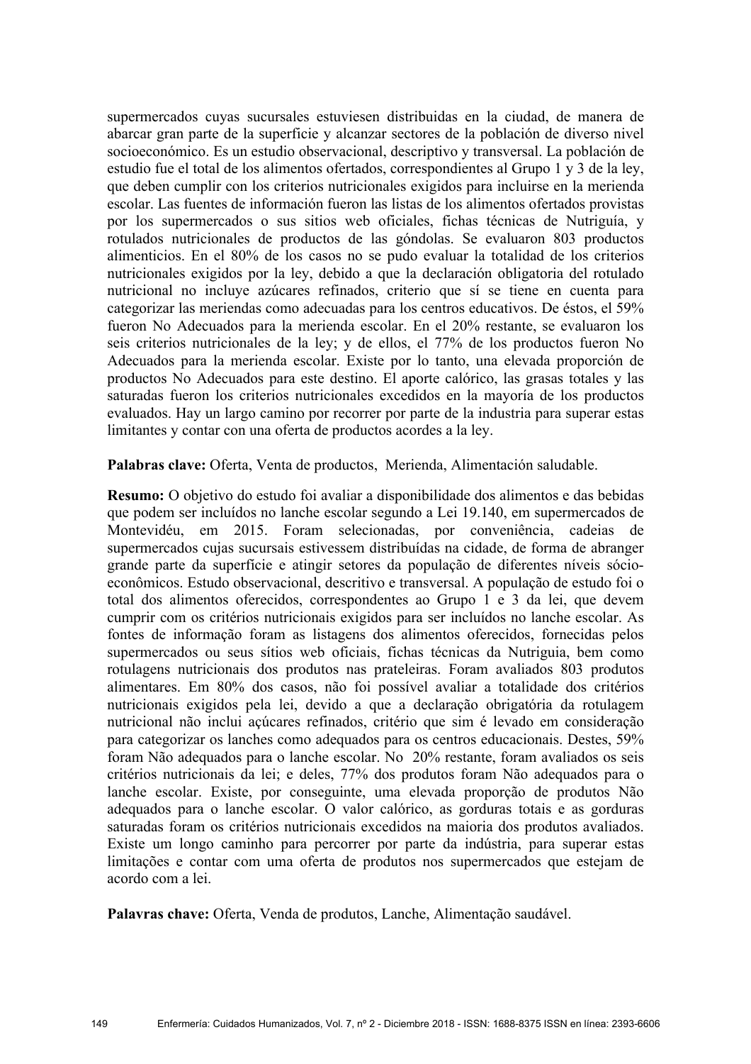supermercados cuyas sucursales estuviesen distribuidas en la ciudad, de manera de abarcar gran parte de la superficie y alcanzar sectores de la población de diverso nivel socioeconómico. Es un estudio observacional, descriptivo y transversal. La población de estudio fue el total de los alimentos ofertados, correspondientes al Grupo 1 y 3 de la ley, que deben cumplir con los criterios nutricionales exigidos para incluirse en la merienda escolar. Las fuentes de información fueron las listas de los alimentos ofertados provistas por los supermercados o sus sitios web oficiales, fichas técnicas de Nutriguía, y rotulados nutricionales de productos de las góndolas. Se evaluaron 803 productos alimenticios. En el 80% de los casos no se pudo evaluar la totalidad de los criterios nutricionales exigidos por la ley, debido a que la declaración obligatoria del rotulado nutricional no incluye azúcares refinados, criterio que sí se tiene en cuenta para categorizar las meriendas como adecuadas para los centros educativos. De éstos, el 59% fueron No Adecuados para la merienda escolar. En el 20% restante, se evaluaron los seis criterios nutricionales de la ley; y de ellos, el 77% de los productos fueron No Adecuados para la merienda escolar. Existe por lo tanto, una elevada proporción de productos No Adecuados para este destino. El aporte calórico, las grasas totales y las saturadas fueron los criterios nutricionales excedidos en la mayoría de los productos evaluados. Hay un largo camino por recorrer por parte de la industria para superar estas limitantes y contar con una oferta de productos acordes a la ley.

**Palabras clave:** Oferta, Venta de productos, Merienda, Alimentación saludable.

**Resumo:** O objetivo do estudo foi avaliar a disponibilidade dos alimentos e das bebidas que podem ser incluídos no lanche escolar segundo a Lei 19.140, em supermercados de Montevidéu, em 2015. Foram selecionadas, por conveniência, cadeias de supermercados cujas sucursais estivessem distribuídas na cidade, de forma de abranger grande parte da superfície e atingir setores da população de diferentes níveis sócio-econômicos. Estudo observacional, descritivo e transversal. A população de estudo foi o total dos alimentos oferecidos, correspondentes ao Grupo 1 e 3 da lei, que devem cumprir com os critérios nutricionais exigidos para ser incluídos no lanche escolar. As fontes de informação foram as listagens dos alimentos oferecidos, fornecidas pelos supermercados ou seus sítios web oficiais, fichas técnicas da Nutriguia, bem como rotulagens nutricionais dos produtos nas prateleiras. Foram avaliados 803 produtos alimentares. Em 80% dos casos, não foi possível avaliar a totalidade dos critérios nutricionais exigidos pela lei, devido a que a declaração obrigatória da rotulagem nutricional não inclui açúcares refinados, critério que sim é levado em consideração para categorizar os lanches como adequados para os centros educacionais. Destes, 59% foram Não adequados para o lanche escolar. No 20% restante, foram avaliados os seis critérios nutricionais da lei; e deles, 77% dos produtos foram Não adequados para o lanche escolar. Existe, por conseguinte, uma elevada proporção de produtos Não adequados para o lanche escolar. O valor calórico, as gorduras totais e as gorduras saturadas foram os critérios nutricionais excedidos na maioria dos produtos avaliados. Existe um longo caminho para percorrer por parte da indústria, para superar estas limitações e contar com uma oferta de produtos nos supermercados que estejam de acordo com a lei.

**Palavras chave:** Oferta, Venda de produtos, Lanche, Alimentação saudável.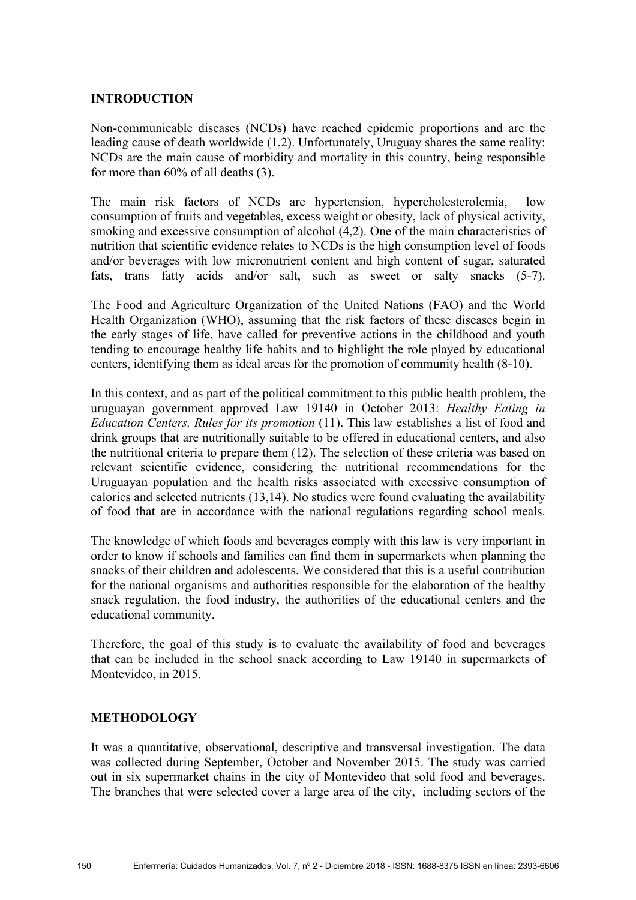## INTRODUCTION

Non-communicable diseases (NCDs) have reached epidemic proportions and are the leading cause of death worldwide (1,2). Unfortunately, Uruguay shares the same reality: NCDs are the main cause of morbidity and mortality in this country, being responsible for more than 60% of all deaths (3).

The main risk factors of NCDs are hypertension, hypercholesterolemia, low consumption of fruits and vegetables, excess weight or obesity, lack of physical activity, smoking and excessive consumption of alcohol (4,2). One of the main characteristics of nutrition that scientific evidence relates to NCDs is the high consumption level of foods and/or beverages with low micronutrient content and high content of sugar, saturated fats, trans fatty acids and/or salt, such as sweet or salty snacks (5-7).

The Food and Agriculture Organization of the United Nations (FAO) and the World Health Organization (WHO), assuming that the risk factors of these diseases begin in the early stages of life, have called for preventive actions in the childhood and youth tending to encourage healthy life habits and to highlight the role played by educational centers, identifying them as ideal areas for the promotion of community health (8-10).

In this context, and as part of the political commitment to this public health problem, the uruguayan government approved Law 19140 in October 2013: *Healthy Eating in Education Centers, Rules for its promotion* (11). This law establishes a list of food and drink groups that are nutritionally suitable to be offered in educational centers, and also the nutritional criteria to prepare them (12). The selection of these criteria was based on relevant scientific evidence, considering the nutritional recommendations for the Uruguayan population and the health risks associated with excessive consumption of calories and selected nutrients (13,14). No studies were found evaluating the availability of food that are in accordance with the national regulations regarding school meals.

The knowledge of which foods and beverages comply with this law is very important in order to know if schools and families can find them in supermarkets when planning the snacks of their children and adolescents. We considered that this is a useful contribution for the national organisms and authorities responsible for the elaboration of the healthy snack regulation, the food industry, the authorities of the educational centers and the educational community.

Therefore, the goal of this study is to evaluate the availability of food and beverages that can be included in the school snack according to Law 19140 in supermarkets of Montevideo, in 2015.

## METHODOLOGY

It was a quantitative, observational, descriptive and transversal investigation. The data was collected during September, October and November 2015. The study was carried out in six supermarket chains in the city of Montevideo that sold food and beverages. The branches that were selected cover a large area of the city, including sectors of the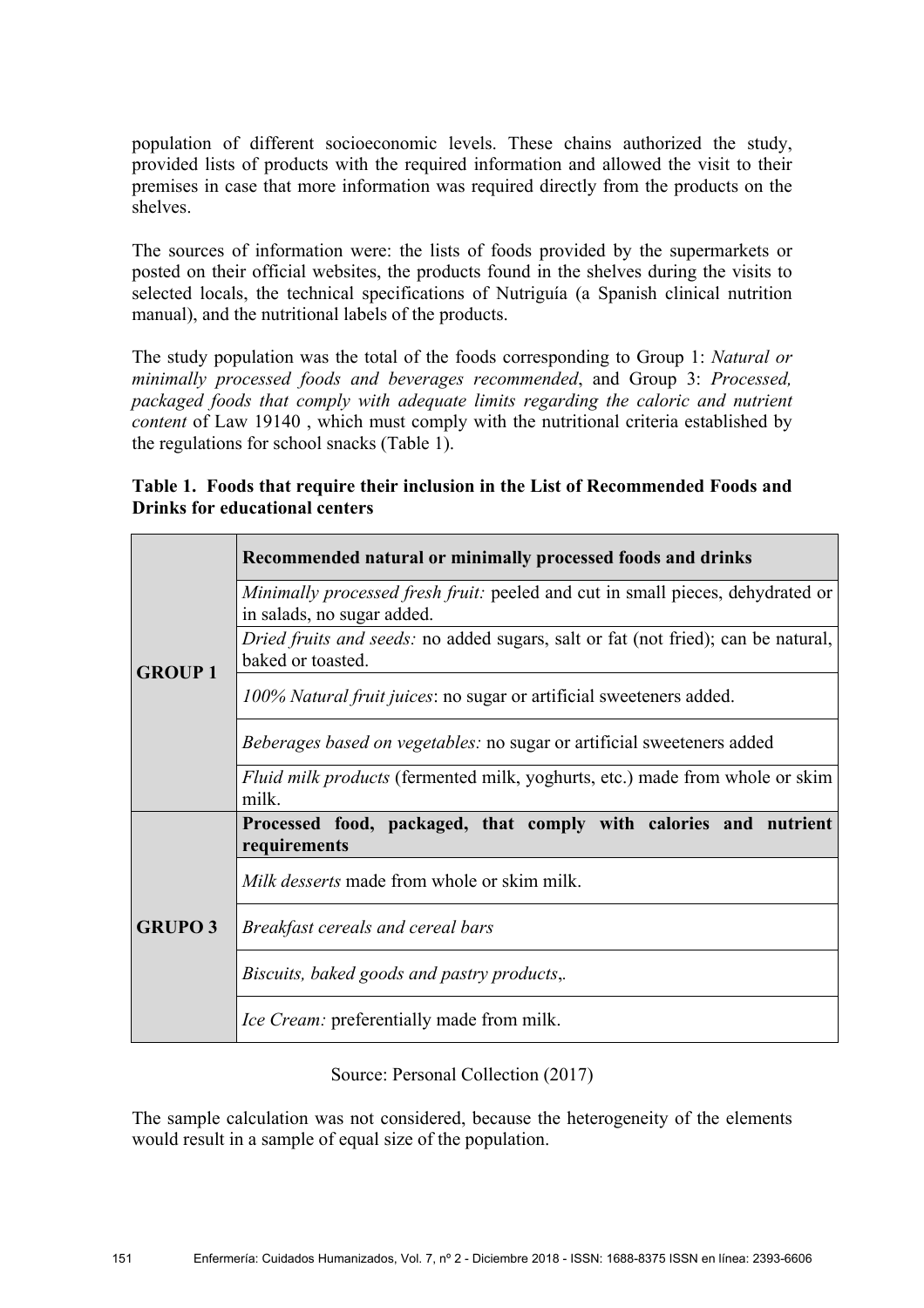population of different socioeconomic levels. These chains authorized the study, provided lists of products with the required information and allowed the visit to their premises in case that more information was required directly from the products on the shelves.

The sources of information were: the lists of foods provided by the supermarkets or posted on their official websites, the products found in the shelves during the visits to selected locals, the technical specifications of Nutriguía (a Spanish clinical nutrition manual), and the nutritional labels of the products.

The study population was the total of the foods corresponding to Group 1: *Natural or minimally processed foods and beverages recommended*, and Group 3: *Processed, packaged foods that comply with adequate limits regarding the caloric and nutrient content* of Law 19140 , which must comply with the nutritional criteria established by the regulations for school snacks (Table 1).

**Table 1. Foods that require their inclusion in the List of Recommended Foods and Drinks for educational centers**

| | |
|---|---|
| **GROUP 1** | **Recommended natural or minimally processed foods and drinks** |
| | *Minimally processed fresh fruit:* peeled and cut in small pieces, dehydrated or in salads, no sugar added. |
| | *Dried fruits and seeds:* no added sugars, salt or fat (not fried); can be natural, baked or toasted. |
| | *100% Natural fruit juices*: no sugar or artificial sweeteners added. |
| | *Beberages based on vegetables:* no sugar or artificial sweeteners added |
| | *Fluid milk products* (fermented milk, yoghurts, etc.) made from whole or skim milk. |
| **GRUPO 3** | **Processed food, packaged, that comply with calories and nutrient requirements** |
| | *Milk desserts* made from whole or skim milk. |
| | *Breakfast cereals and cereal bars* |
| | *Biscuits, baked goods and pastry products*,. |
| | *Ice Cream:* preferentially made from milk. |

Source: Personal Collection (2017)

The sample calculation was not considered, because the heterogeneity of the elements would result in a sample of equal size of the population.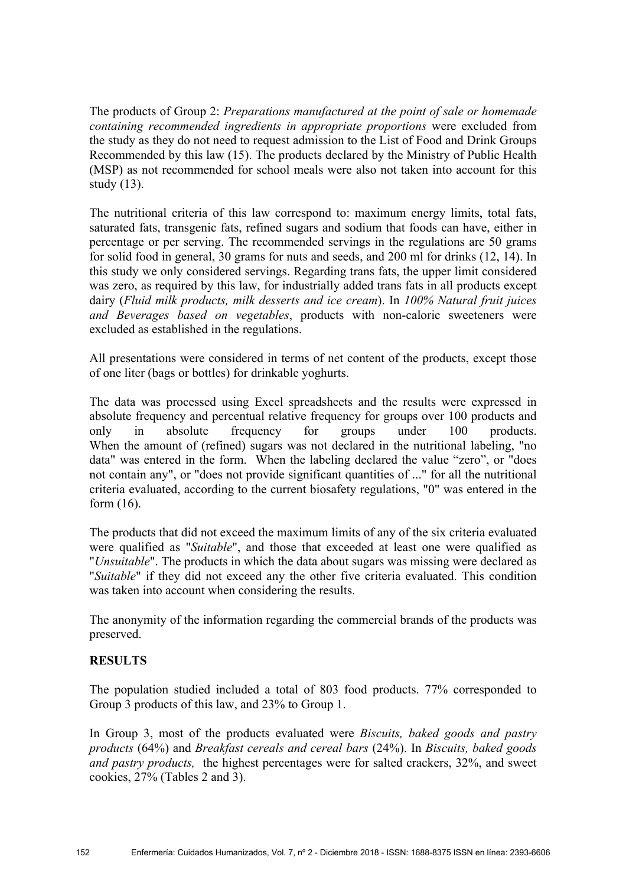The products of Group 2: *Preparations manufactured at the point of sale or homemade containing recommended ingredients in appropriate proportions* were excluded from the study as they do not need to request admission to the List of Food and Drink Groups Recommended by this law (15). The products declared by the Ministry of Public Health (MSP) as not recommended for school meals were also not taken into account for this study (13).

The nutritional criteria of this law correspond to: maximum energy limits, total fats, saturated fats, transgenic fats, refined sugars and sodium that foods can have, either in percentage or per serving. The recommended servings in the regulations are 50 grams for solid food in general, 30 grams for nuts and seeds, and 200 ml for drinks (12, 14). In this study we only considered servings. Regarding trans fats, the upper limit considered was zero, as required by this law, for industrially added trans fats in all products except dairy (*Fluid milk products, milk desserts and ice cream*). In *100% Natural fruit juices and Beverages based on vegetables*, products with non-caloric sweeteners were excluded as established in the regulations.

All presentations were considered in terms of net content of the products, except those of one liter (bags or bottles) for drinkable yoghurts.

The data was processed using Excel spreadsheets and the results were expressed in absolute frequency and percentual relative frequency for groups over 100 products and only in absolute frequency for groups under 100 products. When the amount of (refined) sugars was not declared in the nutritional labeling, "no data" was entered in the form. When the labeling declared the value "zero", or "does not contain any", or "does not provide significant quantities of ..." for all the nutritional criteria evaluated, according to the current biosafety regulations, "0" was entered in the form (16).

The products that did not exceed the maximum limits of any of the six criteria evaluated were qualified as "*Suitable*", and those that exceeded at least one were qualified as "*Unsuitable*". The products in which the data about sugars was missing were declared as "*Suitable*" if they did not exceed any the other five criteria evaluated. This condition was taken into account when considering the results.

The anonymity of the information regarding the commercial brands of the products was preserved.

## RESULTS

The population studied included a total of 803 food products. 77% corresponded to Group 3 products of this law, and 23% to Group 1.

In Group 3, most of the products evaluated were *Biscuits, baked goods and pastry products* (64%) and *Breakfast cereals and cereal bars* (24%). In *Biscuits, baked goods and pastry products,* the highest percentages were for salted crackers, 32%, and sweet cookies, 27% (Tables 2 and 3).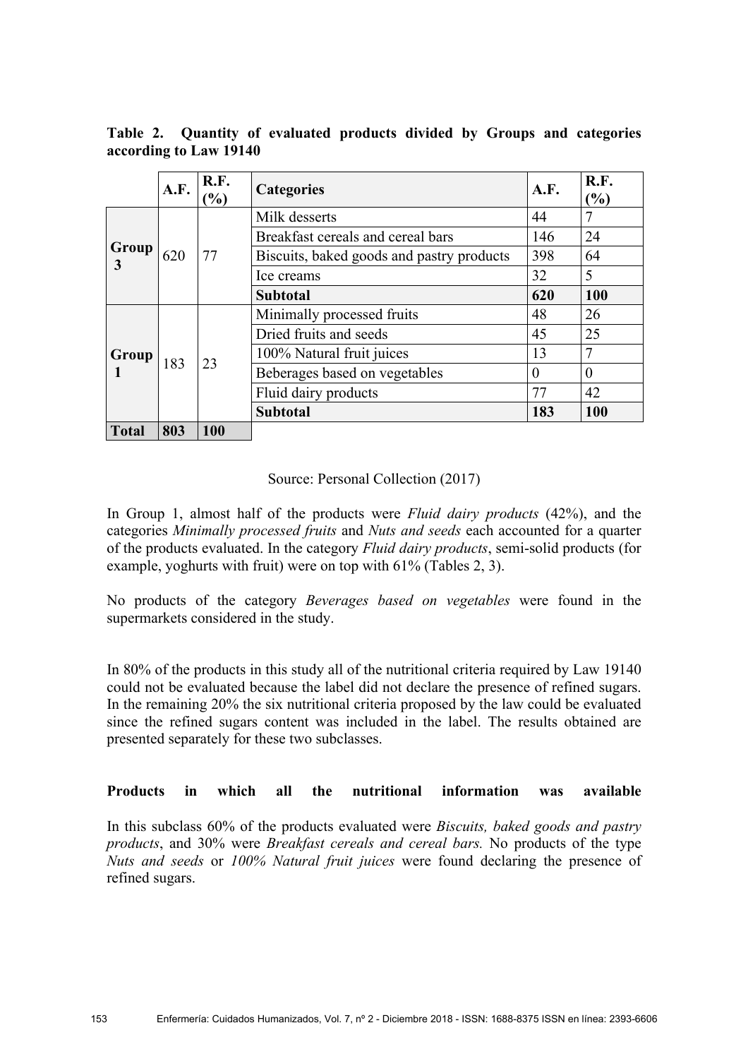**Table 2. Quantity of evaluated products divided by Groups and categories according to Law 19140**

| | A.F. | R.F. (%) | Categories | A.F. | R.F. (%) |
|---|---|---|---|---|---|
| **Group 3** | 620 | 77 | Milk desserts | 44 | 7 |
| | | | Breakfast cereals and cereal bars | 146 | 24 |
| | | | Biscuits, baked goods and pastry products | 398 | 64 |
| | | | Ice creams | 32 | 5 |
| | | | **Subtotal** | **620** | **100** |
| **Group 1** | 183 | 23 | Minimally processed fruits | 48 | 26 |
| | | | Dried fruits and seeds | 45 | 25 |
| | | | 100% Natural fruit juices | 13 | 7 |
| | | | Beberages based on vegetables | 0 | 0 |
| | | | Fluid dairy products | 77 | 42 |
| | | | **Subtotal** | **183** | **100** |
| **Total** | **803** | **100** | | | |

Source: Personal Collection (2017)

In Group 1, almost half of the products were *Fluid dairy products* (42%), and the categories *Minimally processed fruits* and *Nuts and seeds* each accounted for a quarter of the products evaluated. In the category *Fluid dairy products*, semi-solid products (for example, yoghurts with fruit) were on top with 61% (Tables 2, 3).

No products of the category *Beverages based on vegetables* were found in the supermarkets considered in the study.

In 80% of the products in this study all of the nutritional criteria required by Law 19140 could not be evaluated because the label did not declare the presence of refined sugars. In the remaining 20% the six nutritional criteria proposed by the law could be evaluated since the refined sugars content was included in the label. The results obtained are presented separately for these two subclasses.

**Products in which all the nutritional information was available**

In this subclass 60% of the products evaluated were *Biscuits, baked goods and pastry products*, and 30% were *Breakfast cereals and cereal bars.* No products of the type *Nuts and seeds* or *100% Natural fruit juices* were found declaring the presence of refined sugars.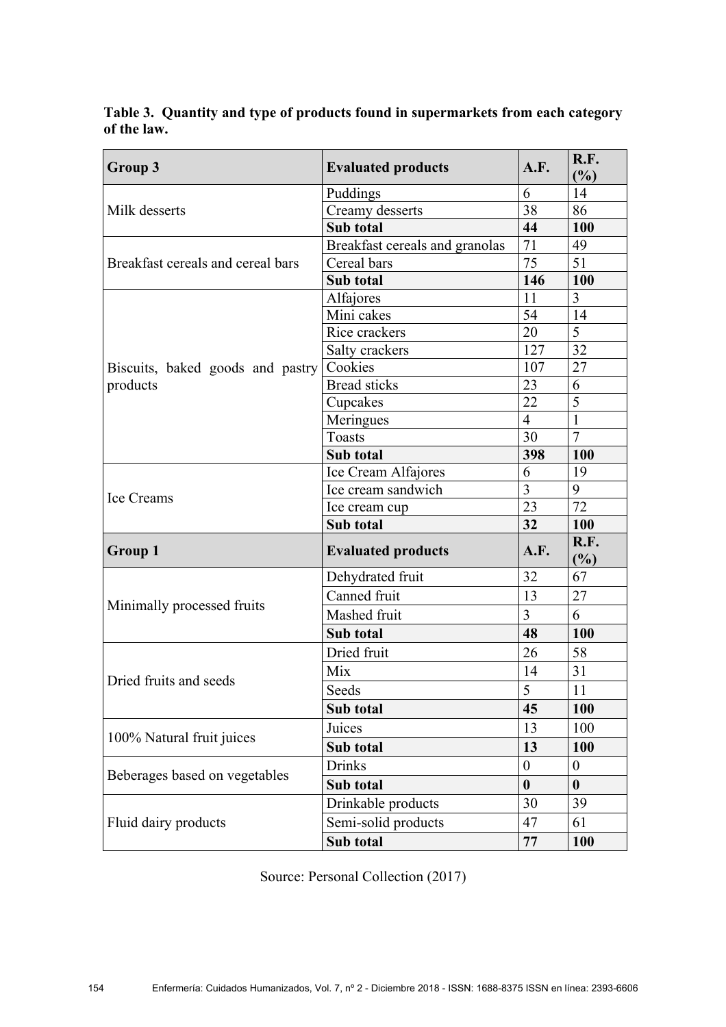**Table 3. Quantity and type of products found in supermarkets from each category of the law.**

| Group 3 | Evaluated products | A.F. | R.F. (%) |
|---|---|---|---|
| Milk desserts | Puddings | 6 | 14 |
| | Creamy desserts | 38 | 86 |
| | **Sub total** | **44** | **100** |
| Breakfast cereals and cereal bars | Breakfast cereals and granolas | 71 | 49 |
| | Cereal bars | 75 | 51 |
| | **Sub total** | **146** | **100** |
| Biscuits, baked goods and pastry products | Alfajores | 11 | 3 |
| | Mini cakes | 54 | 14 |
| | Rice crackers | 20 | 5 |
| | Salty crackers | 127 | 32 |
| | Cookies | 107 | 27 |
| | Bread sticks | 23 | 6 |
| | Cupcakes | 22 | 5 |
| | Meringues | 4 | 1 |
| | Toasts | 30 | 7 |
| | **Sub total** | **398** | **100** |
| Ice Creams | Ice Cream Alfajores | 6 | 19 |
| | Ice cream sandwich | 3 | 9 |
| | Ice cream cup | 23 | 72 |
| | **Sub total** | **32** | **100** |
| **Group 1** | **Evaluated products** | **A.F.** | **R.F. (%)** |
| Minimally processed fruits | Dehydrated fruit | 32 | 67 |
| | Canned fruit | 13 | 27 |
| | Mashed fruit | 3 | 6 |
| | **Sub total** | **48** | **100** |
| Dried fruits and seeds | Dried fruit | 26 | 58 |
| | Mix | 14 | 31 |
| | Seeds | 5 | 11 |
| | **Sub total** | **45** | **100** |
| 100% Natural fruit juices | Juices | 13 | 100 |
| | **Sub total** | **13** | **100** |
| Beberages based on vegetables | Drinks | 0 | 0 |
| | **Sub total** | **0** | **0** |
| Fluid dairy products | Drinkable products | 30 | 39 |
| | Semi-solid products | 47 | 61 |
| | **Sub total** | **77** | **100** |

Source: Personal Collection (2017)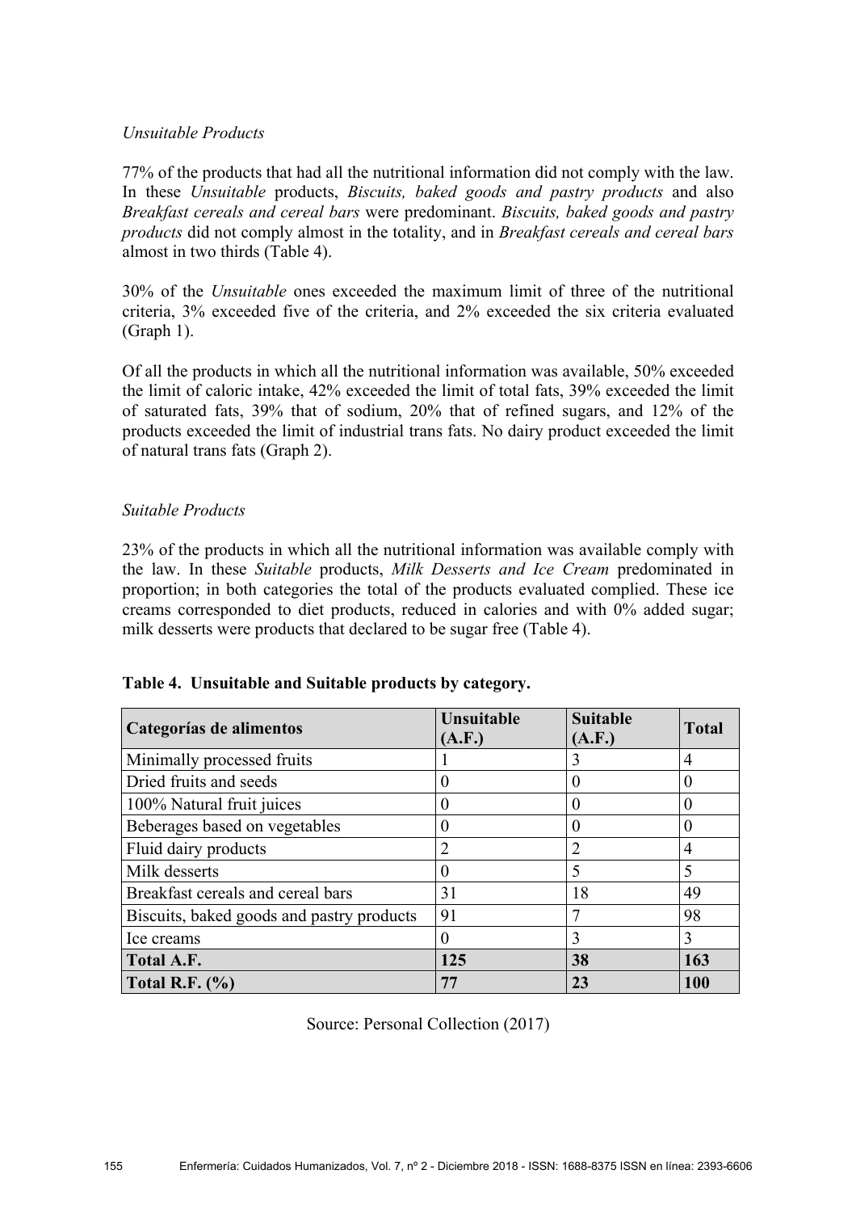*Unsuitable Products*

77% of the products that had all the nutritional information did not comply with the law. In these *Unsuitable* products, *Biscuits, baked goods and pastry products* and also *Breakfast cereals and cereal bars* were predominant. *Biscuits, baked goods and pastry products* did not comply almost in the totality, and in *Breakfast cereals and cereal bars* almost in two thirds (Table 4).

30% of the *Unsuitable* ones exceeded the maximum limit of three of the nutritional criteria, 3% exceeded five of the criteria, and 2% exceeded the six criteria evaluated (Graph 1).

Of all the products in which all the nutritional information was available, 50% exceeded the limit of caloric intake, 42% exceeded the limit of total fats, 39% exceeded the limit of saturated fats, 39% that of sodium, 20% that of refined sugars, and 12% of the products exceeded the limit of industrial trans fats. No dairy product exceeded the limit of natural trans fats (Graph 2).

*Suitable Products*

23% of the products in which all the nutritional information was available comply with the law. In these *Suitable* products, *Milk Desserts and Ice Cream* predominated in proportion; in both categories the total of the products evaluated complied. These ice creams corresponded to diet products, reduced in calories and with 0% added sugar; milk desserts were products that declared to be sugar free (Table 4).

**Table 4. Unsuitable and Suitable products by category.**

| Categorías de alimentos | Unsuitable (A.F.) | Suitable (A.F.) | Total |
|---|---|---|---|
| Minimally processed fruits | 1 | 3 | 4 |
| Dried fruits and seeds | 0 | 0 | 0 |
| 100% Natural fruit juices | 0 | 0 | 0 |
| Beberages based on vegetables | 0 | 0 | 0 |
| Fluid dairy products | 2 | 2 | 4 |
| Milk desserts | 0 | 5 | 5 |
| Breakfast cereals and cereal bars | 31 | 18 | 49 |
| Biscuits, baked goods and pastry products | 91 | 7 | 98 |
| Ice creams | 0 | 3 | 3 |
| **Total A.F.** | **125** | **38** | **163** |
| **Total R.F. (%)** | **77** | **23** | **100** |

Source: Personal Collection (2017)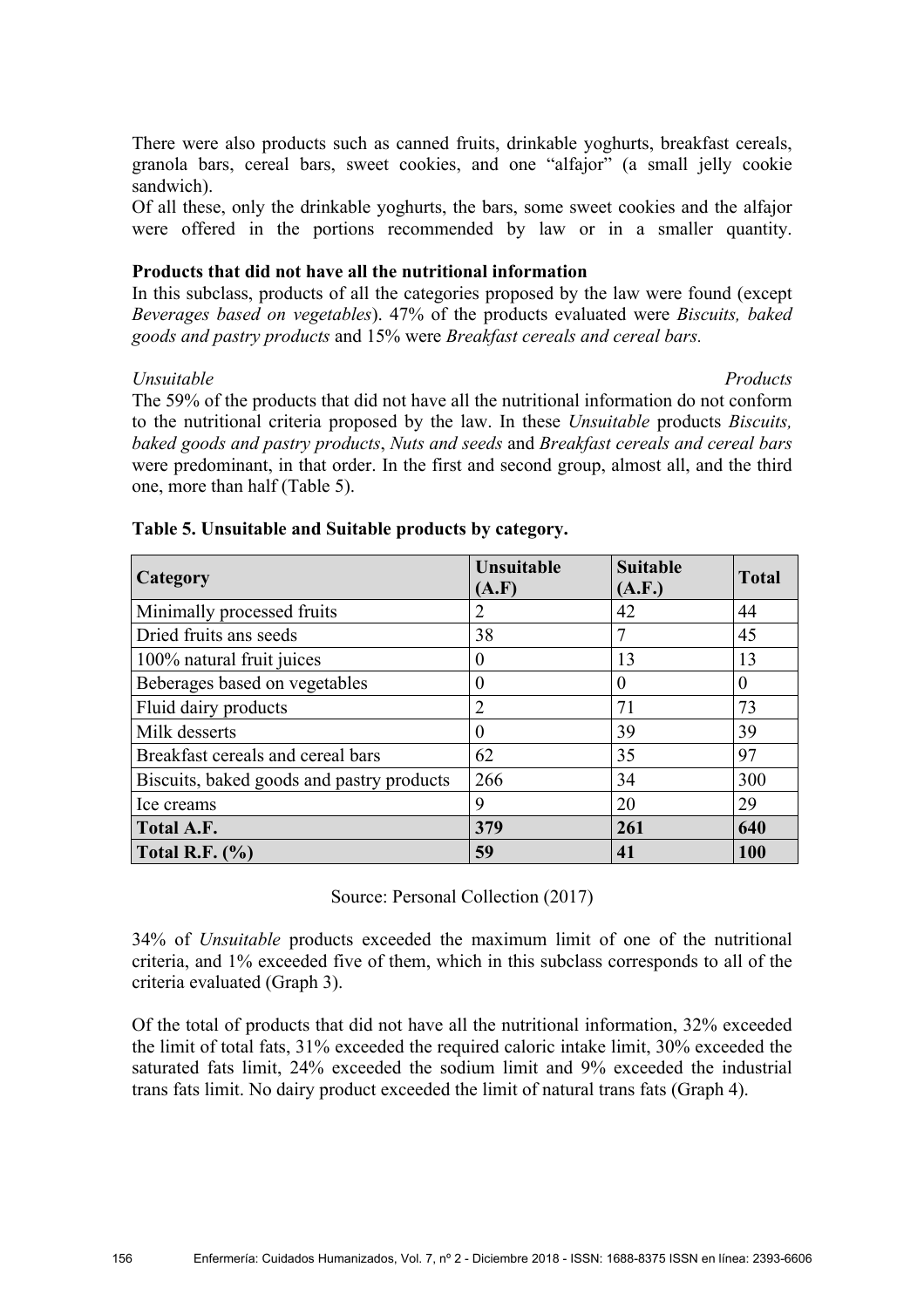There were also products such as canned fruits, drinkable yoghurts, breakfast cereals, granola bars, cereal bars, sweet cookies, and one “alfajor” (a small jelly cookie sandwich).

Of all these, only the drinkable yoghurts, the bars, some sweet cookies and the alfajor were offered in the portions recommended by law or in a smaller quantity.

**Products that did not have all the nutritional information**

In this subclass, products of all the categories proposed by the law were found (except *Beverages based on vegetables*). 47% of the products evaluated were *Biscuits, baked goods and pastry products* and 15% were *Breakfast cereals and cereal bars.*

*Unsuitable Products*

The 59% of the products that did not have all the nutritional information do not conform to the nutritional criteria proposed by the law. In these *Unsuitable* products *Biscuits, baked goods and pastry products*, *Nuts and seeds* and *Breakfast cereals and cereal bars* were predominant, in that order. In the first and second group, almost all, and the third one, more than half (Table 5).

**Table 5. Unsuitable and Suitable products by category.**

| Category | Unsuitable (A.F) | Suitable (A.F.) | Total |
| --- | --- | --- | --- |
| Minimally processed fruits | 2 | 42 | 44 |
| Dried fruits ans seeds | 38 | 7 | 45 |
| 100% natural fruit juices | 0 | 13 | 13 |
| Beberages based on vegetables | 0 | 0 | 0 |
| Fluid dairy products | 2 | 71 | 73 |
| Milk desserts | 0 | 39 | 39 |
| Breakfast cereals and cereal bars | 62 | 35 | 97 |
| Biscuits, baked goods and pastry products | 266 | 34 | 300 |
| Ice creams | 9 | 20 | 29 |
| **Total A.F.** | **379** | **261** | **640** |
| **Total R.F. (%)** | **59** | **41** | **100** |

Source: Personal Collection (2017)

34% of *Unsuitable* products exceeded the maximum limit of one of the nutritional criteria, and 1% exceeded five of them, which in this subclass corresponds to all of the criteria evaluated (Graph 3).

Of the total of products that did not have all the nutritional information, 32% exceeded the limit of total fats, 31% exceeded the required caloric intake limit, 30% exceeded the saturated fats limit, 24% exceeded the sodium limit and 9% exceeded the industrial trans fats limit. No dairy product exceeded the limit of natural trans fats (Graph 4).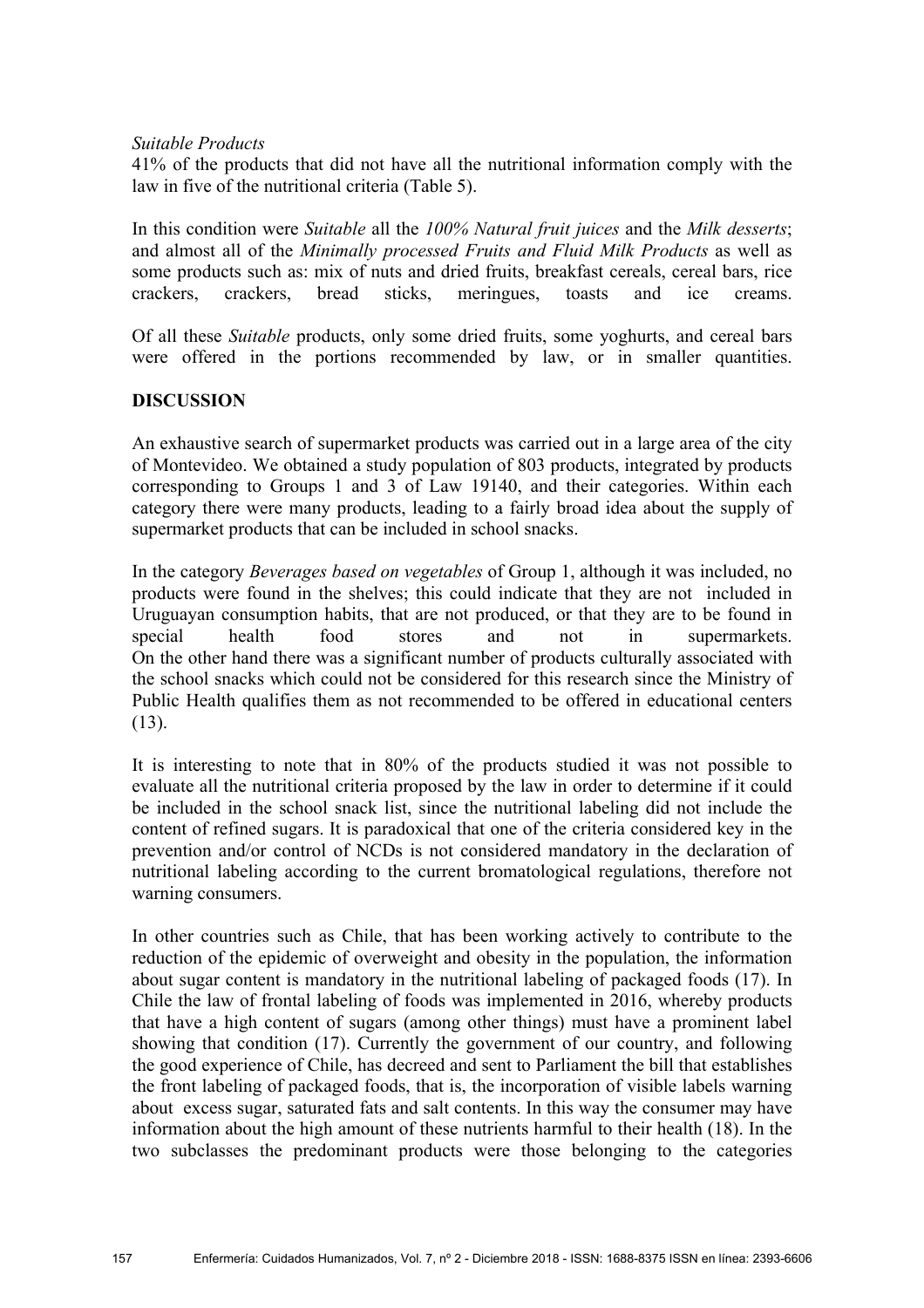*Suitable Products*

41% of the products that did not have all the nutritional information comply with the law in five of the nutritional criteria (Table 5).

In this condition were *Suitable* all the *100% Natural fruit juices* and the *Milk desserts*; and almost all of the *Minimally processed Fruits and Fluid Milk Products* as well as some products such as: mix of nuts and dried fruits, breakfast cereals, cereal bars, rice crackers, crackers, bread sticks, meringues, toasts and ice creams.

Of all these *Suitable* products, only some dried fruits, some yoghurts, and cereal bars were offered in the portions recommended by law, or in smaller quantities.

**DISCUSSION**

An exhaustive search of supermarket products was carried out in a large area of the city of Montevideo. We obtained a study population of 803 products, integrated by products corresponding to Groups 1 and 3 of Law 19140, and their categories. Within each category there were many products, leading to a fairly broad idea about the supply of supermarket products that can be included in school snacks.

In the category *Beverages based on vegetables* of Group 1, although it was included, no products were found in the shelves; this could indicate that they are not included in Uruguayan consumption habits, that are not produced, or that they are to be found in special health food stores and not in supermarkets.
On the other hand there was a significant number of products culturally associated with the school snacks which could not be considered for this research since the Ministry of Public Health qualifies them as not recommended to be offered in educational centers (13).

It is interesting to note that in 80% of the products studied it was not possible to evaluate all the nutritional criteria proposed by the law in order to determine if it could be included in the school snack list, since the nutritional labeling did not include the content of refined sugars. It is paradoxical that one of the criteria considered key in the prevention and/or control of NCDs is not considered mandatory in the declaration of nutritional labeling according to the current bromatological regulations, therefore not warning consumers.

In other countries such as Chile, that has been working actively to contribute to the reduction of the epidemic of overweight and obesity in the population, the information about sugar content is mandatory in the nutritional labeling of packaged foods (17). In Chile the law of frontal labeling of foods was implemented in 2016, whereby products that have a high content of sugars (among other things) must have a prominent label showing that condition (17). Currently the government of our country, and following the good experience of Chile, has decreed and sent to Parliament the bill that establishes the front labeling of packaged foods, that is, the incorporation of visible labels warning about excess sugar, saturated fats and salt contents. In this way the consumer may have information about the high amount of these nutrients harmful to their health (18). In the two subclasses the predominant products were those belonging to the categories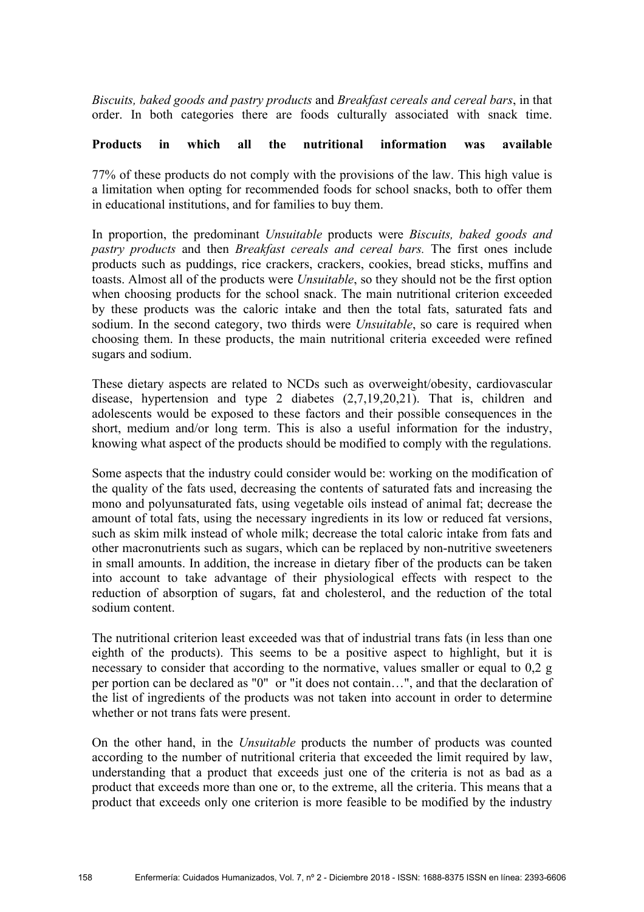*Biscuits, baked goods and pastry products* and *Breakfast cereals and cereal bars*, in that order. In both categories there are foods culturally associated with snack time.

**Products in which all the nutritional information was available**

77% of these products do not comply with the provisions of the law. This high value is a limitation when opting for recommended foods for school snacks, both to offer them in educational institutions, and for families to buy them.

In proportion, the predominant *Unsuitable* products were *Biscuits, baked goods and pastry products* and then *Breakfast cereals and cereal bars.* The first ones include products such as puddings, rice crackers, crackers, cookies, bread sticks, muffins and toasts. Almost all of the products were *Unsuitable*, so they should not be the first option when choosing products for the school snack. The main nutritional criterion exceeded by these products was the caloric intake and then the total fats, saturated fats and sodium. In the second category, two thirds were *Unsuitable*, so care is required when choosing them. In these products, the main nutritional criteria exceeded were refined sugars and sodium.

These dietary aspects are related to NCDs such as overweight/obesity, cardiovascular disease, hypertension and type 2 diabetes (2,7,19,20,21). That is, children and adolescents would be exposed to these factors and their possible consequences in the short, medium and/or long term. This is also a useful information for the industry, knowing what aspect of the products should be modified to comply with the regulations.

Some aspects that the industry could consider would be: working on the modification of the quality of the fats used, decreasing the contents of saturated fats and increasing the mono and polyunsaturated fats, using vegetable oils instead of animal fat; decrease the amount of total fats, using the necessary ingredients in its low or reduced fat versions, such as skim milk instead of whole milk; decrease the total caloric intake from fats and other macronutrients such as sugars, which can be replaced by non-nutritive sweeteners in small amounts. In addition, the increase in dietary fiber of the products can be taken into account to take advantage of their physiological effects with respect to the reduction of absorption of sugars, fat and cholesterol, and the reduction of the total sodium content.

The nutritional criterion least exceeded was that of industrial trans fats (in less than one eighth of the products). This seems to be a positive aspect to highlight, but it is necessary to consider that according to the normative, values smaller or equal to 0,2 g per portion can be declared as "0" or "it does not contain…", and that the declaration of the list of ingredients of the products was not taken into account in order to determine whether or not trans fats were present.

On the other hand, in the *Unsuitable* products the number of products was counted according to the number of nutritional criteria that exceeded the limit required by law, understanding that a product that exceeds just one of the criteria is not as bad as a product that exceeds more than one or, to the extreme, all the criteria. This means that a product that exceeds only one criterion is more feasible to be modified by the industry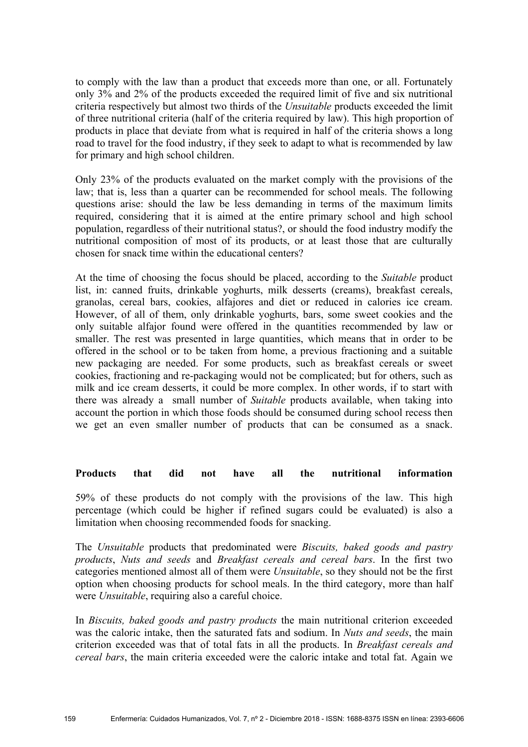to comply with the law than a product that exceeds more than one, or all. Fortunately only 3% and 2% of the products exceeded the required limit of five and six nutritional criteria respectively but almost two thirds of the *Unsuitable* products exceeded the limit of three nutritional criteria (half of the criteria required by law). This high proportion of products in place that deviate from what is required in half of the criteria shows a long road to travel for the food industry, if they seek to adapt to what is recommended by law for primary and high school children.

Only 23% of the products evaluated on the market comply with the provisions of the law; that is, less than a quarter can be recommended for school meals. The following questions arise: should the law be less demanding in terms of the maximum limits required, considering that it is aimed at the entire primary school and high school population, regardless of their nutritional status?, or should the food industry modify the nutritional composition of most of its products, or at least those that are culturally chosen for snack time within the educational centers?

At the time of choosing the focus should be placed, according to the *Suitable* product list, in: canned fruits, drinkable yoghurts, milk desserts (creams), breakfast cereals, granolas, cereal bars, cookies, alfajores and diet or reduced in calories ice cream. However, of all of them, only drinkable yoghurts, bars, some sweet cookies and the only suitable alfajor found were offered in the quantities recommended by law or smaller. The rest was presented in large quantities, which means that in order to be offered in the school or to be taken from home, a previous fractioning and a suitable new packaging are needed. For some products, such as breakfast cereals or sweet cookies, fractioning and re-packaging would not be complicated; but for others, such as milk and ice cream desserts, it could be more complex. In other words, if to start with there was already a small number of *Suitable* products available, when taking into account the portion in which those foods should be consumed during school recess then we get an even smaller number of products that can be consumed as a snack.

**Products that did not have all the nutritional information**

59% of these products do not comply with the provisions of the law. This high percentage (which could be higher if refined sugars could be evaluated) is also a limitation when choosing recommended foods for snacking.

The *Unsuitable* products that predominated were *Biscuits, baked goods and pastry products*, *Nuts and seeds* and *Breakfast cereals and cereal bars*. In the first two categories mentioned almost all of them were *Unsuitable*, so they should not be the first option when choosing products for school meals. In the third category, more than half were *Unsuitable*, requiring also a careful choice.

In *Biscuits, baked goods and pastry products* the main nutritional criterion exceeded was the caloric intake, then the saturated fats and sodium. In *Nuts and seeds*, the main criterion exceeded was that of total fats in all the products. In *Breakfast cereals and cereal bars*, the main criteria exceeded were the caloric intake and total fat. Again we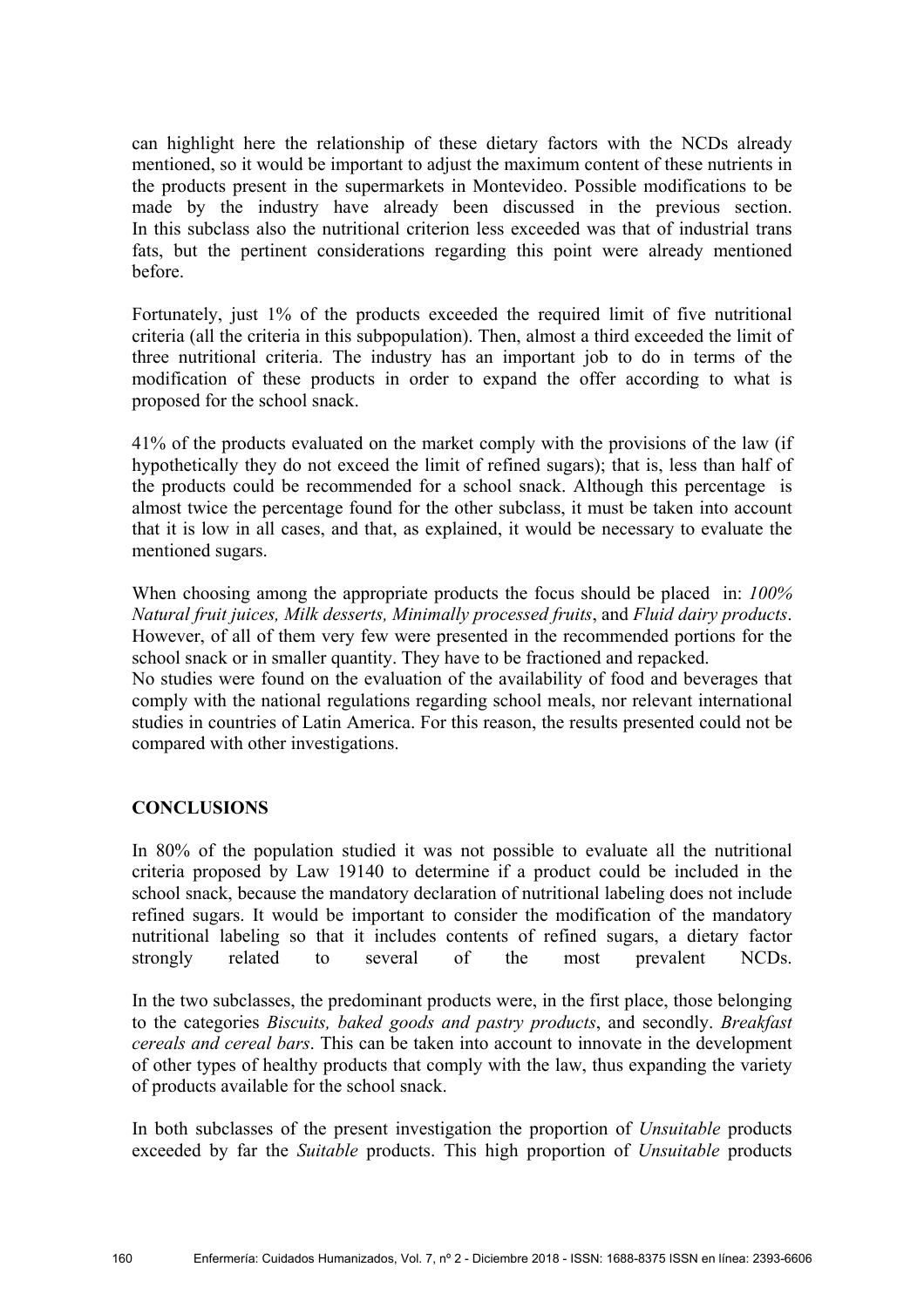can highlight here the relationship of these dietary factors with the NCDs already mentioned, so it would be important to adjust the maximum content of these nutrients in the products present in the supermarkets in Montevideo. Possible modifications to be made by the industry have already been discussed in the previous section. In this subclass also the nutritional criterion less exceeded was that of industrial trans fats, but the pertinent considerations regarding this point were already mentioned before.

Fortunately, just 1% of the products exceeded the required limit of five nutritional criteria (all the criteria in this subpopulation). Then, almost a third exceeded the limit of three nutritional criteria. The industry has an important job to do in terms of the modification of these products in order to expand the offer according to what is proposed for the school snack.

41% of the products evaluated on the market comply with the provisions of the law (if hypothetically they do not exceed the limit of refined sugars); that is, less than half of the products could be recommended for a school snack. Although this percentage is almost twice the percentage found for the other subclass, it must be taken into account that it is low in all cases, and that, as explained, it would be necessary to evaluate the mentioned sugars.

When choosing among the appropriate products the focus should be placed in: *100% Natural fruit juices, Milk desserts, Minimally processed fruits*, and *Fluid dairy products*. However, of all of them very few were presented in the recommended portions for the school snack or in smaller quantity. They have to be fractioned and repacked.
No studies were found on the evaluation of the availability of food and beverages that comply with the national regulations regarding school meals, nor relevant international studies in countries of Latin America. For this reason, the results presented could not be compared with other investigations.

## CONCLUSIONS

In 80% of the population studied it was not possible to evaluate all the nutritional criteria proposed by Law 19140 to determine if a product could be included in the school snack, because the mandatory declaration of nutritional labeling does not include refined sugars. It would be important to consider the modification of the mandatory nutritional labeling so that it includes contents of refined sugars, a dietary factor strongly related to several of the most prevalent NCDs.

In the two subclasses, the predominant products were, in the first place, those belonging to the categories *Biscuits, baked goods and pastry products*, and secondly. *Breakfast cereals and cereal bars*. This can be taken into account to innovate in the development of other types of healthy products that comply with the law, thus expanding the variety of products available for the school snack.

In both subclasses of the present investigation the proportion of *Unsuitable* products exceeded by far the *Suitable* products. This high proportion of *Unsuitable* products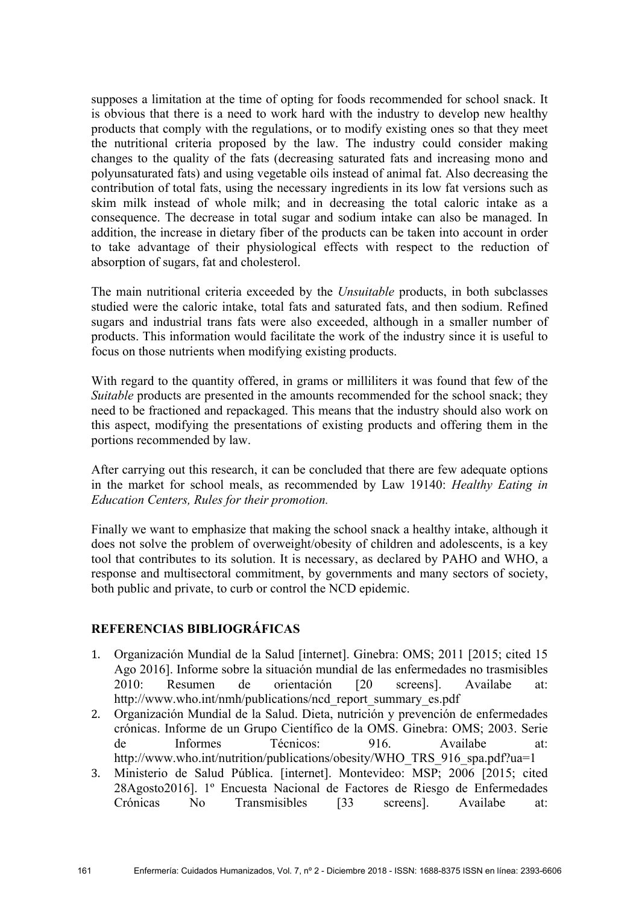supposes a limitation at the time of opting for foods recommended for school snack. It is obvious that there is a need to work hard with the industry to develop new healthy products that comply with the regulations, or to modify existing ones so that they meet the nutritional criteria proposed by the law. The industry could consider making changes to the quality of the fats (decreasing saturated fats and increasing mono and polyunsaturated fats) and using vegetable oils instead of animal fat. Also decreasing the contribution of total fats, using the necessary ingredients in its low fat versions such as skim milk instead of whole milk; and in decreasing the total caloric intake as a consequence. The decrease in total sugar and sodium intake can also be managed. In addition, the increase in dietary fiber of the products can be taken into account in order to take advantage of their physiological effects with respect to the reduction of absorption of sugars, fat and cholesterol.

The main nutritional criteria exceeded by the *Unsuitable* products, in both subclasses studied were the caloric intake, total fats and saturated fats, and then sodium. Refined sugars and industrial trans fats were also exceeded, although in a smaller number of products. This information would facilitate the work of the industry since it is useful to focus on those nutrients when modifying existing products.

With regard to the quantity offered, in grams or milliliters it was found that few of the *Suitable* products are presented in the amounts recommended for the school snack; they need to be fractioned and repackaged. This means that the industry should also work on this aspect, modifying the presentations of existing products and offering them in the portions recommended by law.

After carrying out this research, it can be concluded that there are few adequate options in the market for school meals, as recommended by Law 19140: *Healthy Eating in Education Centers, Rules for their promotion.*

Finally we want to emphasize that making the school snack a healthy intake, although it does not solve the problem of overweight/obesity of children and adolescents, is a key tool that contributes to its solution. It is necessary, as declared by PAHO and WHO, a response and multisectoral commitment, by governments and many sectors of society, both public and private, to curb or control the NCD epidemic.

## REFERENCIAS BIBLIOGRÁFICAS

1. Organización Mundial de la Salud [internet]. Ginebra: OMS; 2011 [2015; cited 15 Ago 2016]. Informe sobre la situación mundial de las enfermedades no trasmisibles 2010: Resumen de orientación [20 screens]. Availabe at: http://www.who.int/nmh/publications/ncd_report_summary_es.pdf
2. Organización Mundial de la Salud. Dieta, nutrición y prevención de enfermedades crónicas. Informe de un Grupo Científico de la OMS. Ginebra: OMS; 2003. Serie de Informes Técnicos: 916. Availabe at: http://www.who.int/nutrition/publications/obesity/WHO_TRS_916_spa.pdf?ua=1
3. Ministerio de Salud Pública. [internet]. Montevideo: MSP; 2006 [2015; cited 28Agosto2016]. 1º Encuesta Nacional de Factores de Riesgo de Enfermedades Crónicas No Transmisibles [33 screens]. Availabe at: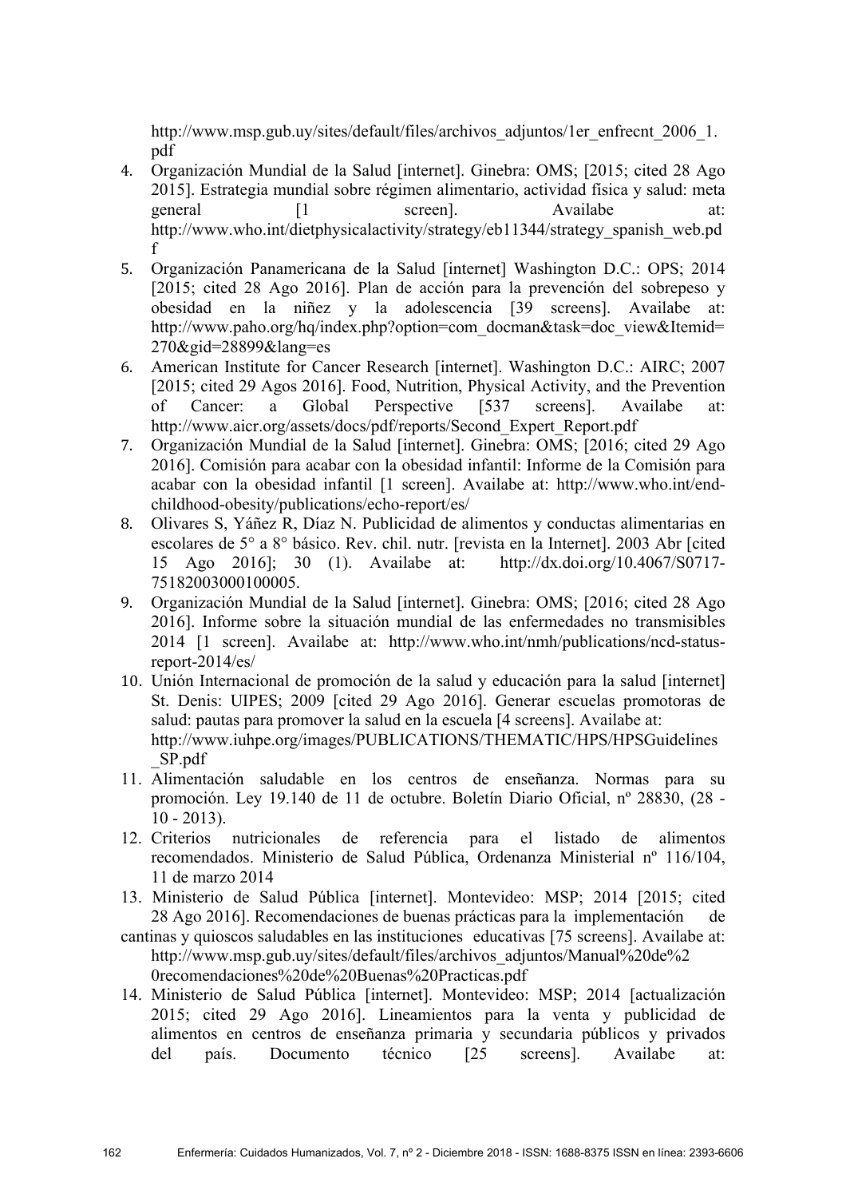http://www.msp.gub.uy/sites/default/files/archivos_adjuntos/1er_enfrecnt_2006_1.pdf

4. Organización Mundial de la Salud [internet]. Ginebra: OMS; [2015; cited 28 Ago 2015]. Estrategia mundial sobre régimen alimentario, actividad física y salud: meta general [1 screen]. Availabe at: http://www.who.int/dietphysicalactivity/strategy/eb11344/strategy_spanish_web.pdf
5. Organización Panamericana de la Salud [internet] Washington D.C.: OPS; 2014 [2015; cited 28 Ago 2016]. Plan de acción para la prevención del sobrepeso y obesidad en la niñez y la adolescencia [39 screens]. Availabe at: http://www.paho.org/hq/index.php?option=com_docman&task=doc_view&Itemid=270&gid=28899&lang=es
6. American Institute for Cancer Research [internet]. Washington D.C.: AIRC; 2007 [2015; cited 29 Agos 2016]. Food, Nutrition, Physical Activity, and the Prevention of Cancer: a Global Perspective [537 screens]. Availabe at: http://www.aicr.org/assets/docs/pdf/reports/Second_Expert_Report.pdf
7. Organización Mundial de la Salud [internet]. Ginebra: OMS; [2016; cited 29 Ago 2016]. Comisión para acabar con la obesidad infantil: Informe de la Comisión para acabar con la obesidad infantil [1 screen]. Availabe at: http://www.who.int/end-childhood-obesity/publications/echo-report/es/
8. Olivares S, Yáñez R, Díaz N. Publicidad de alimentos y conductas alimentarias en escolares de 5° a 8° básico. Rev. chil. nutr. [revista en la Internet]. 2003 Abr [cited 15 Ago 2016]; 30 (1). Availabe at: http://dx.doi.org/10.4067/S0717-75182003000100005.
9. Organización Mundial de la Salud [internet]. Ginebra: OMS; [2016; cited 28 Ago 2016]. Informe sobre la situación mundial de las enfermedades no transmisibles 2014 [1 screen]. Availabe at: http://www.who.int/nmh/publications/ncd-status-report-2014/es/
10. Unión Internacional de promoción de la salud y educación para la salud [internet] St. Denis: UIPES; 2009 [cited 29 Ago 2016]. Generar escuelas promotoras de salud: pautas para promover la salud en la escuela [4 screens]. Availabe at: http://www.iuhpe.org/images/PUBLICATIONS/THEMATIC/HPS/HPSGuidelines_SP.pdf
11. Alimentación saludable en los centros de enseñanza. Normas para su promoción. Ley 19.140 de 11 de octubre. Boletín Diario Oficial, nº 28830, (28 - 10 - 2013).
12. Criterios nutricionales de referencia para el listado de alimentos recomendados. Ministerio de Salud Pública, Ordenanza Ministerial nº 116/104, 11 de marzo 2014
13. Ministerio de Salud Pública [internet]. Montevideo: MSP; 2014 [2015; cited 28 Ago 2016]. Recomendaciones de buenas prácticas para la implementación de cantinas y quioscos saludables en las instituciones educativas [75 screens]. Availabe at: http://www.msp.gub.uy/sites/default/files/archivos_adjuntos/Manual%20de%20recomendaciones%20de%20Buenas%20Practicas.pdf
14. Ministerio de Salud Pública [internet]. Montevideo: MSP; 2014 [actualización 2015; cited 29 Ago 2016]. Lineamientos para la venta y publicidad de alimentos en centros de enseñanza primaria y secundaria públicos y privados del país. Documento técnico [25 screens]. Availabe at: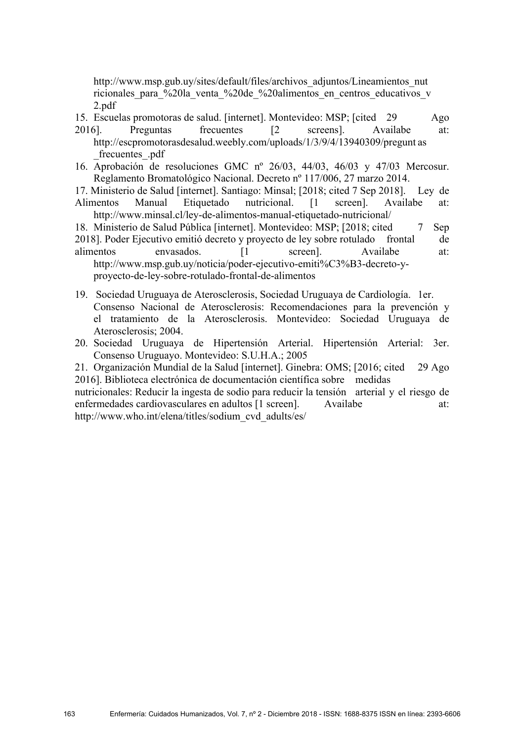http://www.msp.gub.uy/sites/default/files/archivos_adjuntos/Lineamientos_nutricionales_para_%20la_venta_%20de_%20alimentos_en_centros_educativos_v2.pdf

15. Escuelas promotoras de salud. [internet]. Montevideo: MSP; [cited 29 Ago 2016]. Preguntas frecuentes [2 screens]. Availabe at: http://escpromotorasdesalud.weebly.com/uploads/1/3/9/4/13940309/preguntas_frecuentes_.pdf
16. Aprobación de resoluciones GMC nº 26/03, 44/03, 46/03 y 47/03 Mercosur. Reglamento Bromatológico Nacional. Decreto nº 117/006, 27 marzo 2014.
17. Ministerio de Salud [internet]. Santiago: Minsal; [2018; cited 7 Sep 2018]. Ley de Alimentos Manual Etiquetado nutricional. [1 screen]. Availabe at: http://www.minsal.cl/ley-de-alimentos-manual-etiquetado-nutricional/
18. Ministerio de Salud Pública [internet]. Montevideo: MSP; [2018; cited 7 Sep 2018]. Poder Ejecutivo emitió decreto y proyecto de ley sobre rotulado frontal de alimentos envasados. [1 screen]. Availabe at: http://www.msp.gub.uy/noticia/poder-ejecutivo-emiti%C3%B3-decreto-y-proyecto-de-ley-sobre-rotulado-frontal-de-alimentos
19. Sociedad Uruguaya de Aterosclerosis, Sociedad Uruguaya de Cardiología. 1er. Consenso Nacional de Aterosclerosis: Recomendaciones para la prevención y el tratamiento de la Aterosclerosis. Montevideo: Sociedad Uruguaya de Aterosclerosis; 2004.
20. Sociedad Uruguaya de Hipertensión Arterial. Hipertensión Arterial: 3er. Consenso Uruguayo. Montevideo: S.U.H.A.; 2005
21. Organización Mundial de la Salud [internet]. Ginebra: OMS; [2016; cited 29 Ago 2016]. Biblioteca electrónica de documentación científica sobre medidas nutricionales: Reducir la ingesta de sodio para reducir la tensión arterial y el riesgo de enfermedades cardiovasculares en adultos [1 screen]. Availabe at: http://www.who.int/elena/titles/sodium_cvd_adults/es/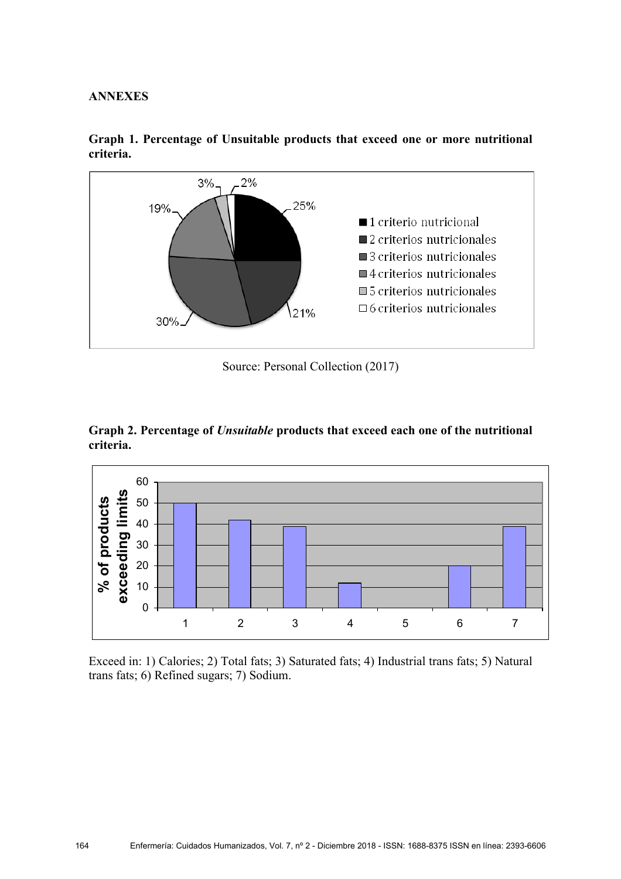## ANNEXES

**Graph 1. Percentage of Unsuitable products that exceed one or more nutritional criteria.**

Source: Personal Collection (2017)

**Graph 2. Percentage of *Unsuitable* products that exceed each one of the nutritional criteria.**

Exceed in: 1) Calories; 2) Total fats; 3) Saturated fats; 4) Industrial trans fats; 5) Natural trans fats; 6) Refined sugars; 7) Sodium.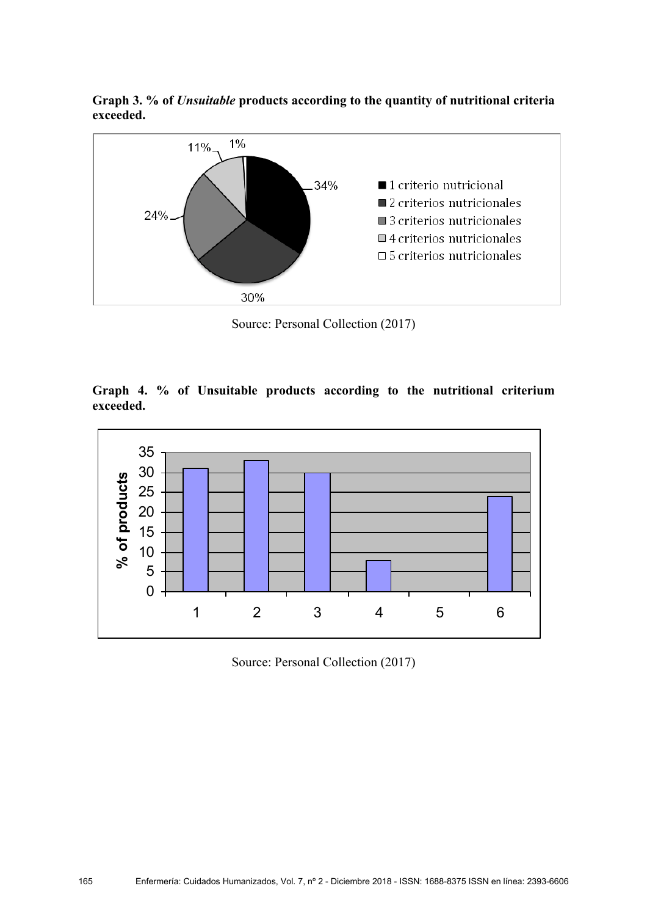**Graph 3. % of *Unsuitable* products according to the quantity of nutritional criteria exceeded.**

11%
1%
34%
24%
30%

1 criterio nutricional
2 criterios nutricionales
3 criterios nutricionales
4 criterios nutricionales
5 criterios nutricionales

Source: Personal Collection (2017)

**Graph 4. % of Unsuitable products according to the nutritional criterium exceeded.**

% of products

35
30
25
20
15
10
5
0

1 2 3 4 5 6

Source: Personal Collection (2017)